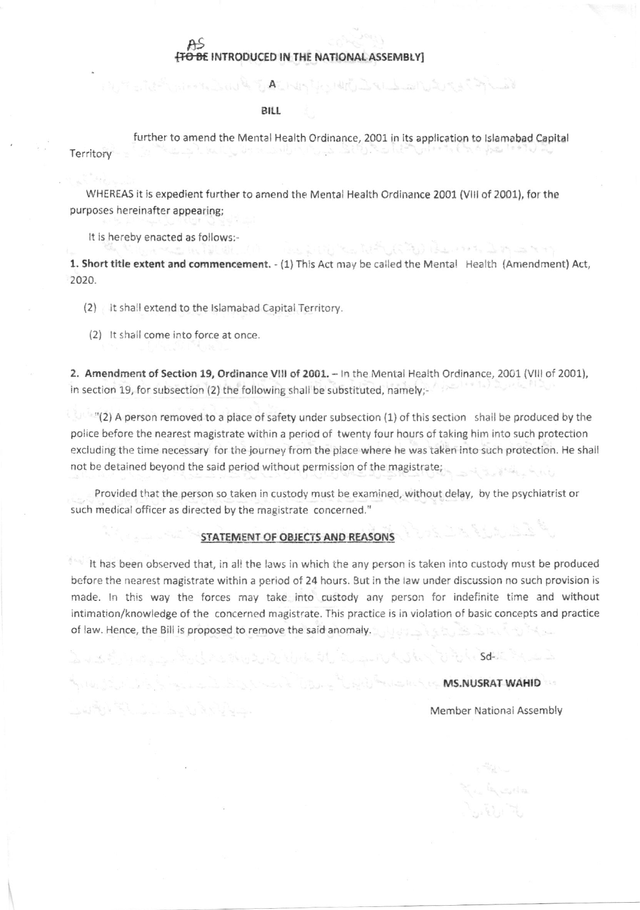AS ~~[TO BE~~ INTRODUCED IN THE NATIONAL ASSEMBLY]

**A**

**BILL**

further to amend the Mental Health Ordinance, 2001 in its application to Islamabad Capital Territory

WHEREAS it is expedient further to amend the Mental Health Ordinance 2001 (VIII of 2001), for the purposes hereinafter appearing;

It is hereby enacted as follows:-

**1. Short title extent and commencement.** - (1) This Act may be called the Mental Health (Amendment) Act, 2020.

(2) It shall extend to the Islamabad Capital Territory.

(2) It shall come into force at once.

**2. Amendment of Section 19, Ordinance VIII of 2001.** – In the Mental Health Ordinance, 2001 (VIII of 2001), in section 19, for subsection (2) the following shall be substituted, namely;-

"(2) A person removed to a place of safety under subsection (1) of this section shall be produced by the police before the nearest magistrate within a period of twenty four hours of taking him into such protection excluding the time necessary for the journey from the place where he was taken into such protection. He shall not be detained beyond the said period without permission of the magistrate;

Provided that the person so taken in custody must be examined, without delay, by the psychiatrist or such medical officer as directed by the magistrate concerned."

**STATEMENT OF OBJECTS AND REASONS**

It has been observed that, in all the laws in which the any person is taken into custody must be produced before the nearest magistrate within a period of 24 hours. But in the law under discussion no such provision is made. In this way the forces may take into custody any person for indefinite time and without intimation/knowledge of the concerned magistrate. This practice is in violation of basic concepts and practice of law. Hence, the Bill is proposed to remove the said anomaly.

Sd-

**MS.NUSRAT WAHID**

Member National Assembly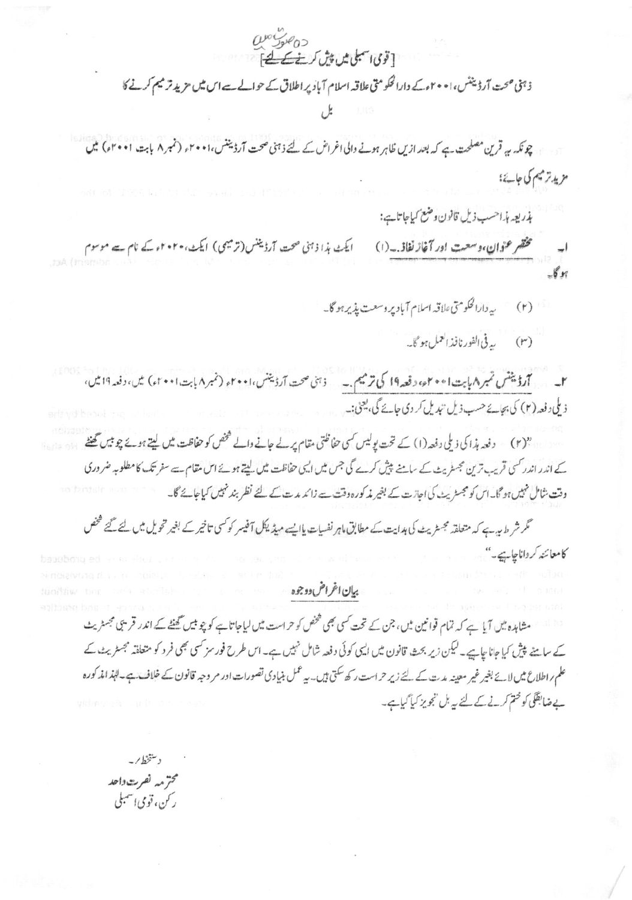دستوری میں

[قومی اسمبلی میں پیش کرنے کے لئے]

ذہنی صحت آرڈیننس، ۲۰۰۱ء کے دارالحکومتی علاقہ اسلام آباد پر اطلاق کے حوالے سے اس میں مزید ترمیم کرنے کا

بل

چونکہ یہ قرین مصلحت ہے کہ بعد ازیں ظاہر ہونے والی اغراض کے لئے ذہنی صحت آرڈیننس، ۲۰۰۱ء (نمبر ۸ بابت ۲۰۰۱ء) میں مزید ترمیم کی جائے؛

بذریعہ ہذا حسب ذیل قانون وضع کیا جاتا ہے:

۱۔ **مختصر عنوان، وسعت اور آغاز نفاذ۔**۔(۱) ایکٹ ہذا ذہنی صحت آرڈیننس (ترمیمی) ایکٹ، ۲۰۲۰ء کے نام سے موسوم ہوگا۔

(۲) یہ دارالحکومتی علاقہ اسلام آباد پر وسعت پذیر ہوگا۔

(۳) یہ فی الفور نافذ العمل ہوگا۔

۲۔ **آرڈیننس نمبر ۸ بابت ۲۰۰۱ء، دفعہ ۱۹ کی ترمیم۔**۔ ذہنی صحت آرڈیننس، ۲۰۰۱ء (نمبر ۸ بابت ۲۰۰۱ء) میں، دفعہ ۱۹ میں، ذیلی دفعہ (۲) کی بجائے حسب ذیل تبدیل کر دی جائے گی، یعنی:۔

"(۲) دفعہ ہذا کی ذیلی دفعہ (۱) کے تحت پولیس کسی حفاظتی مقام پر لے جانے والے شخص کو حفاظت میں لیتے ہوئے چوبیس گھنٹے کے اندر اندر کسی قریب ترین مجسٹریٹ کے سامنے پیش کرے گی جس میں ایسی حفاظت میں لیتے ہوئے اس مقام سے سفر تک کا مطلوبہ ضروری وقت شامل نہیں ہوگا۔ اس کو مجسٹریٹ کی اجازت کے بغیر مذکورہ وقت سے زائد مدت کے لئے نظر بند نہیں کیا جائے گا۔

مگر شرط یہ ہے کہ متعلقہ مجسٹریٹ کی ہدایت کے مطابق ماہر نفسیات یا ایسے میڈیکل آفیسر کو کسی تاخیر کے بغیر تحویل میں لئے گئے شخص کا معائنہ کروانا چاہیے۔"

## بیان اغراض و وجوہ

مشاہدہ میں آیا ہے کہ تمام قوانین میں، جن کے تحت کسی بھی شخص کو حراست میں لیا جاتا ہے کو چوبیس گھنٹے کے اندر قریبی مجسٹریٹ کے سامنے پیش کیا جانا چاہیے۔ لیکن زیر بحث قانون میں ایسی کوئی دفعہ شامل نہیں ہے۔ اس طرح فورسز کسی بھی فرد کو متعلقہ مجسٹریٹ کے علم / اطلاع میں لائے بغیر غیر معینہ مدت کے لئے زیر حراست رکھ سکتی ہیں۔ یہ عمل بنیادی تصورات اور مروجہ قانون کے خلاف ہے۔ لہٰذا مذکورہ بے ضابطگی کو ختم کرنے کے لئے یہ بل تجویز کیا گیا ہے۔

دستخط/-

محترمہ نصرت واحد

رکن، قومی اسمبلی